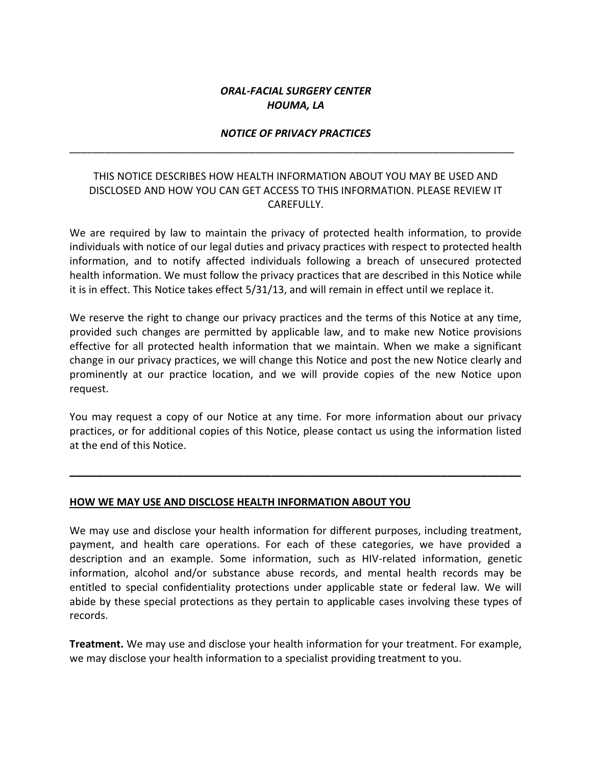***ORAL-FACIAL SURGERY CENTER***
***HOUMA, LA***

***NOTICE OF PRIVACY PRACTICES***

---

THIS NOTICE DESCRIBES HOW HEALTH INFORMATION ABOUT YOU MAY BE USED AND DISCLOSED AND HOW YOU CAN GET ACCESS TO THIS INFORMATION. PLEASE REVIEW IT CAREFULLY.

We are required by law to maintain the privacy of protected health information, to provide individuals with notice of our legal duties and privacy practices with respect to protected health information, and to notify affected individuals following a breach of unsecured protected health information. We must follow the privacy practices that are described in this Notice while it is in effect. This Notice takes effect 5/31/13, and will remain in effect until we replace it.

We reserve the right to change our privacy practices and the terms of this Notice at any time, provided such changes are permitted by applicable law, and to make new Notice provisions effective for all protected health information that we maintain. When we make a significant change in our privacy practices, we will change this Notice and post the new Notice clearly and prominently at our practice location, and we will provide copies of the new Notice upon request.

You may request a copy of our Notice at any time. For more information about our privacy practices, or for additional copies of this Notice, please contact us using the information listed at the end of this Notice.

---

## HOW WE MAY USE AND DISCLOSE HEALTH INFORMATION ABOUT YOU

We may use and disclose your health information for different purposes, including treatment, payment, and health care operations. For each of these categories, we have provided a description and an example. Some information, such as HIV-related information, genetic information, alcohol and/or substance abuse records, and mental health records may be entitled to special confidentiality protections under applicable state or federal law. We will abide by these special protections as they pertain to applicable cases involving these types of records.

**Treatment.** We may use and disclose your health information for your treatment. For example, we may disclose your health information to a specialist providing treatment to you.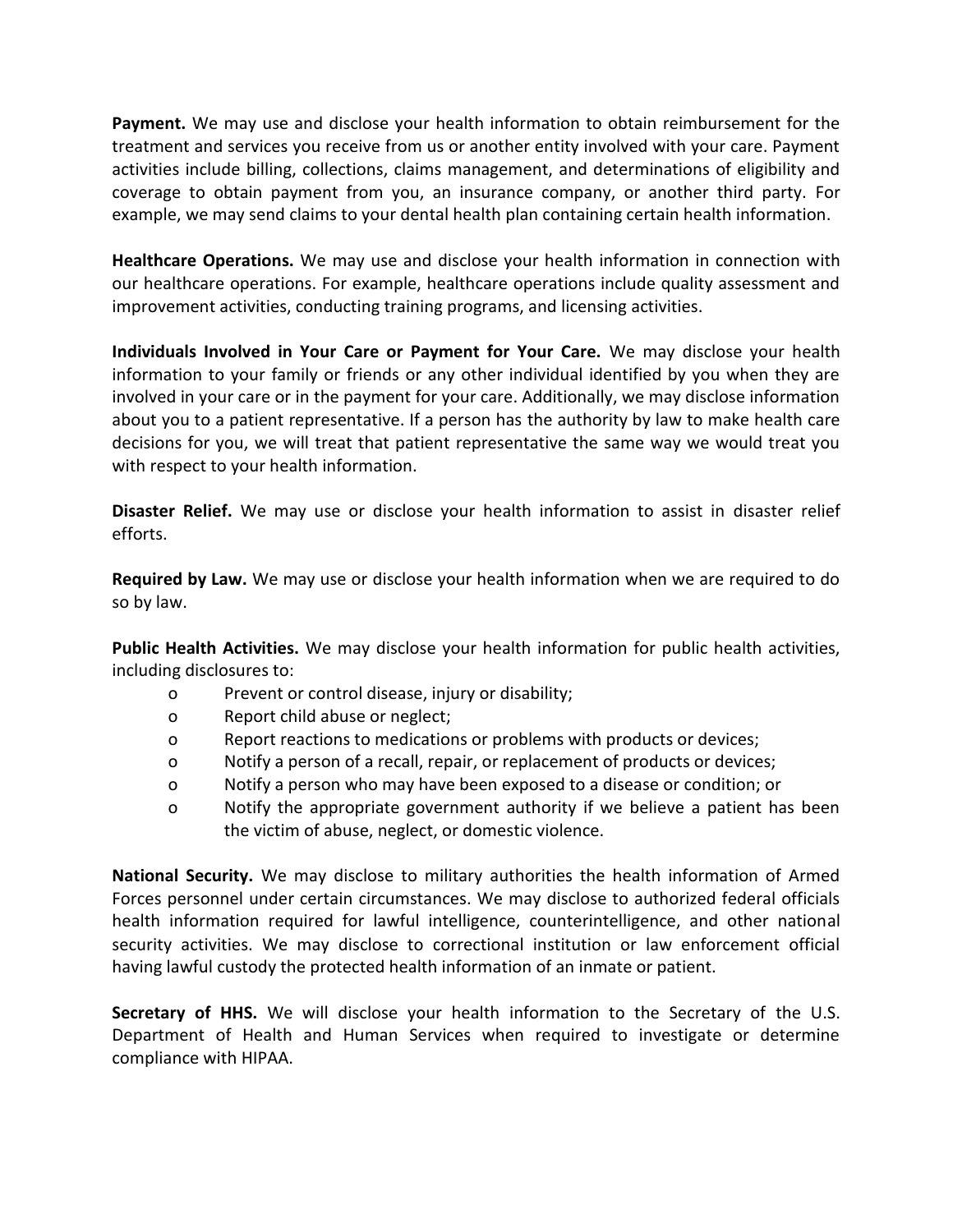**Payment.** We may use and disclose your health information to obtain reimbursement for the treatment and services you receive from us or another entity involved with your care. Payment activities include billing, collections, claims management, and determinations of eligibility and coverage to obtain payment from you, an insurance company, or another third party. For example, we may send claims to your dental health plan containing certain health information.

**Healthcare Operations.** We may use and disclose your health information in connection with our healthcare operations. For example, healthcare operations include quality assessment and improvement activities, conducting training programs, and licensing activities.

**Individuals Involved in Your Care or Payment for Your Care.** We may disclose your health information to your family or friends or any other individual identified by you when they are involved in your care or in the payment for your care. Additionally, we may disclose information about you to a patient representative. If a person has the authority by law to make health care decisions for you, we will treat that patient representative the same way we would treat you with respect to your health information.

**Disaster Relief.** We may use or disclose your health information to assist in disaster relief efforts.

**Required by Law.** We may use or disclose your health information when we are required to do so by law.

**Public Health Activities.** We may disclose your health information for public health activities, including disclosures to:

- Prevent or control disease, injury or disability;
- Report child abuse or neglect;
- Report reactions to medications or problems with products or devices;
- Notify a person of a recall, repair, or replacement of products or devices;
- Notify a person who may have been exposed to a disease or condition; or
- Notify the appropriate government authority if we believe a patient has been the victim of abuse, neglect, or domestic violence.

**National Security.** We may disclose to military authorities the health information of Armed Forces personnel under certain circumstances. We may disclose to authorized federal officials health information required for lawful intelligence, counterintelligence, and other national security activities. We may disclose to correctional institution or law enforcement official having lawful custody the protected health information of an inmate or patient.

**Secretary of HHS.** We will disclose your health information to the Secretary of the U.S. Department of Health and Human Services when required to investigate or determine compliance with HIPAA.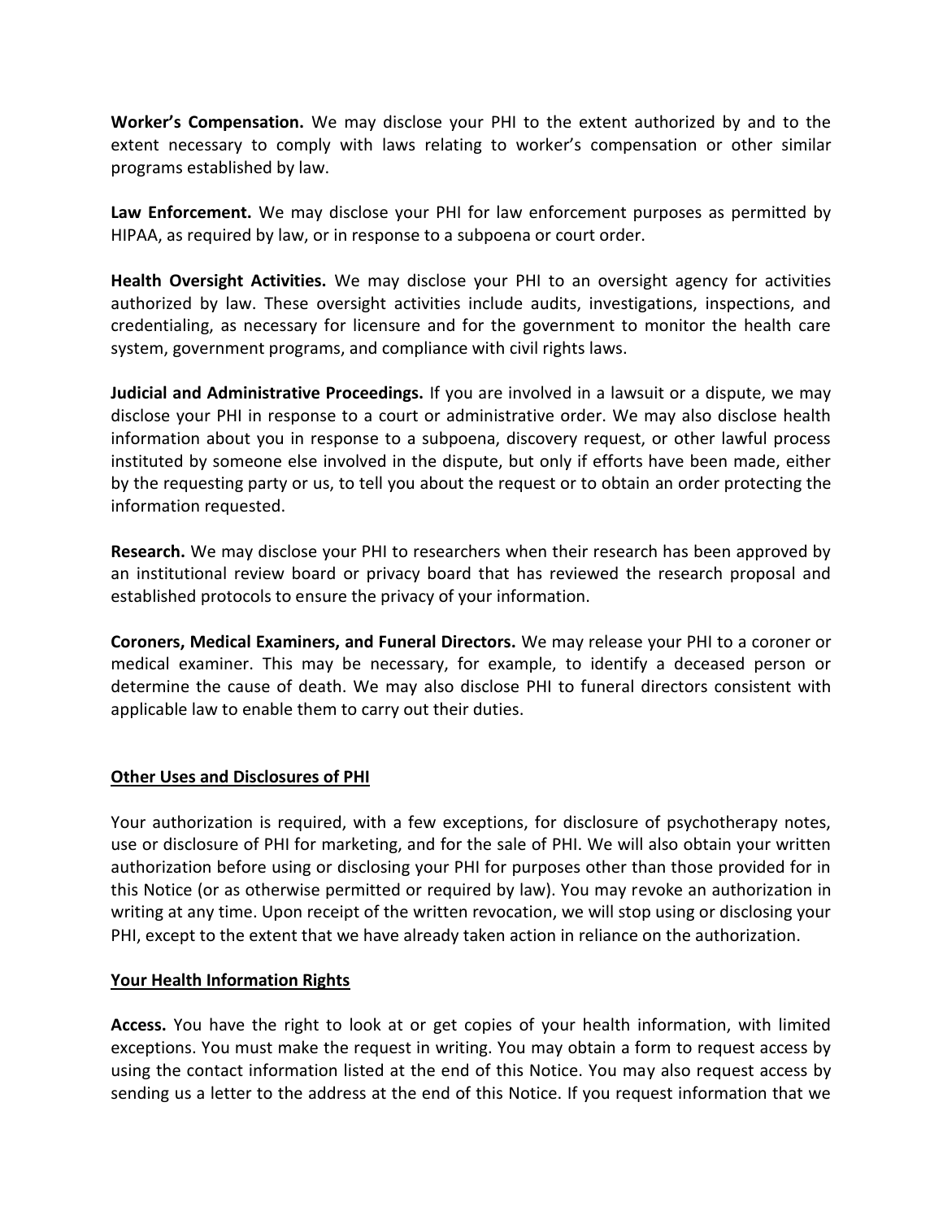**Worker's Compensation.** We may disclose your PHI to the extent authorized by and to the extent necessary to comply with laws relating to worker's compensation or other similar programs established by law.

**Law Enforcement.** We may disclose your PHI for law enforcement purposes as permitted by HIPAA, as required by law, or in response to a subpoena or court order.

**Health Oversight Activities.** We may disclose your PHI to an oversight agency for activities authorized by law. These oversight activities include audits, investigations, inspections, and credentialing, as necessary for licensure and for the government to monitor the health care system, government programs, and compliance with civil rights laws.

**Judicial and Administrative Proceedings.** If you are involved in a lawsuit or a dispute, we may disclose your PHI in response to a court or administrative order. We may also disclose health information about you in response to a subpoena, discovery request, or other lawful process instituted by someone else involved in the dispute, but only if efforts have been made, either by the requesting party or us, to tell you about the request or to obtain an order protecting the information requested.

**Research.** We may disclose your PHI to researchers when their research has been approved by an institutional review board or privacy board that has reviewed the research proposal and established protocols to ensure the privacy of your information.

**Coroners, Medical Examiners, and Funeral Directors.** We may release your PHI to a coroner or medical examiner. This may be necessary, for example, to identify a deceased person or determine the cause of death. We may also disclose PHI to funeral directors consistent with applicable law to enable them to carry out their duties.

## Other Uses and Disclosures of PHI

Your authorization is required, with a few exceptions, for disclosure of psychotherapy notes, use or disclosure of PHI for marketing, and for the sale of PHI. We will also obtain your written authorization before using or disclosing your PHI for purposes other than those provided for in this Notice (or as otherwise permitted or required by law). You may revoke an authorization in writing at any time. Upon receipt of the written revocation, we will stop using or disclosing your PHI, except to the extent that we have already taken action in reliance on the authorization.

## Your Health Information Rights

**Access.** You have the right to look at or get copies of your health information, with limited exceptions. You must make the request in writing. You may obtain a form to request access by using the contact information listed at the end of this Notice. You may also request access by sending us a letter to the address at the end of this Notice. If you request information that we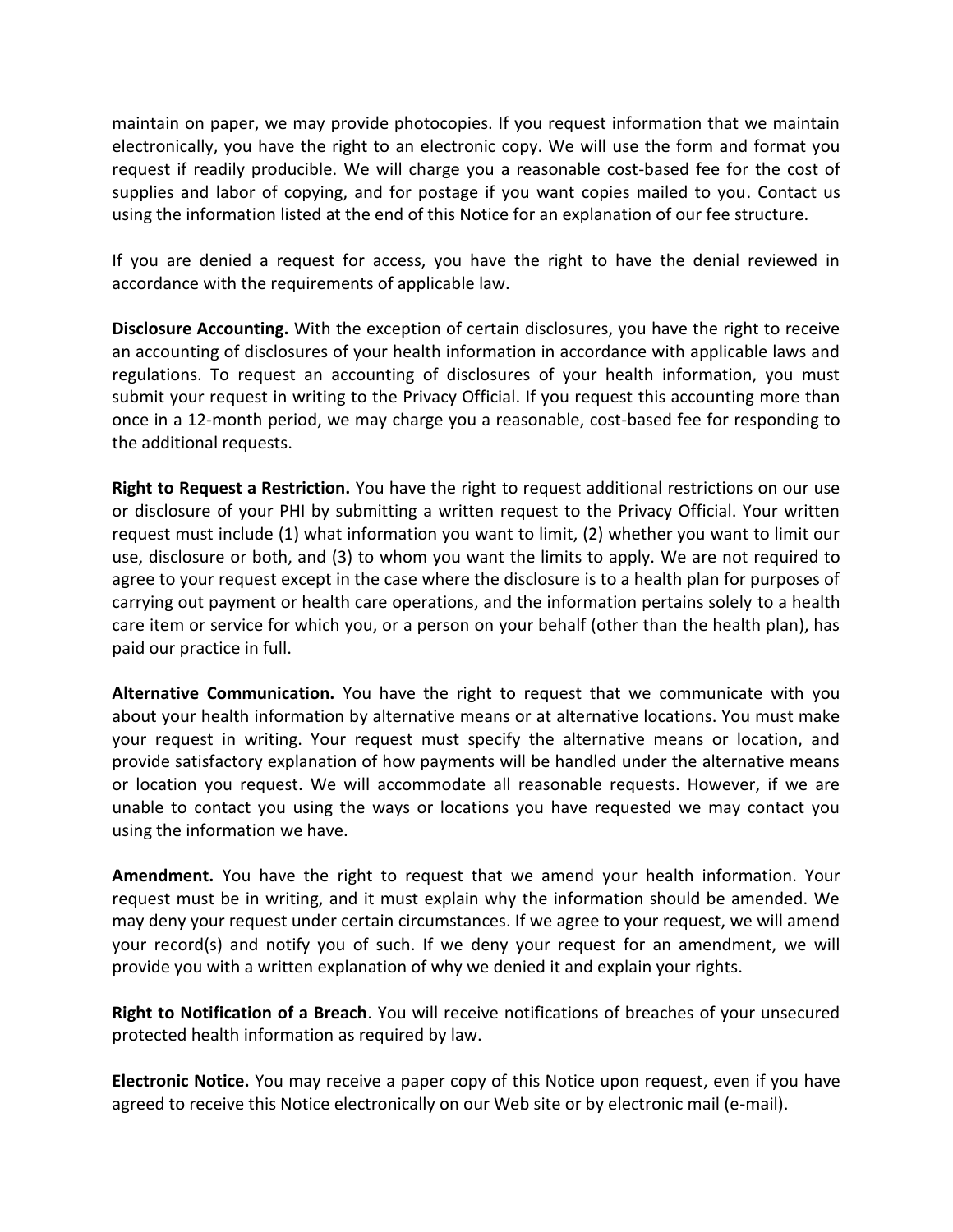maintain on paper, we may provide photocopies. If you request information that we maintain electronically, you have the right to an electronic copy. We will use the form and format you request if readily producible. We will charge you a reasonable cost-based fee for the cost of supplies and labor of copying, and for postage if you want copies mailed to you. Contact us using the information listed at the end of this Notice for an explanation of our fee structure.

If you are denied a request for access, you have the right to have the denial reviewed in accordance with the requirements of applicable law.

**Disclosure Accounting.** With the exception of certain disclosures, you have the right to receive an accounting of disclosures of your health information in accordance with applicable laws and regulations. To request an accounting of disclosures of your health information, you must submit your request in writing to the Privacy Official. If you request this accounting more than once in a 12-month period, we may charge you a reasonable, cost-based fee for responding to the additional requests.

**Right to Request a Restriction.** You have the right to request additional restrictions on our use or disclosure of your PHI by submitting a written request to the Privacy Official. Your written request must include (1) what information you want to limit, (2) whether you want to limit our use, disclosure or both, and (3) to whom you want the limits to apply. We are not required to agree to your request except in the case where the disclosure is to a health plan for purposes of carrying out payment or health care operations, and the information pertains solely to a health care item or service for which you, or a person on your behalf (other than the health plan), has paid our practice in full.

**Alternative Communication.** You have the right to request that we communicate with you about your health information by alternative means or at alternative locations. You must make your request in writing. Your request must specify the alternative means or location, and provide satisfactory explanation of how payments will be handled under the alternative means or location you request. We will accommodate all reasonable requests. However, if we are unable to contact you using the ways or locations you have requested we may contact you using the information we have.

**Amendment.** You have the right to request that we amend your health information. Your request must be in writing, and it must explain why the information should be amended. We may deny your request under certain circumstances. If we agree to your request, we will amend your record(s) and notify you of such. If we deny your request for an amendment, we will provide you with a written explanation of why we denied it and explain your rights.

**Right to Notification of a Breach**. You will receive notifications of breaches of your unsecured protected health information as required by law.

**Electronic Notice.** You may receive a paper copy of this Notice upon request, even if you have agreed to receive this Notice electronically on our Web site or by electronic mail (e-mail).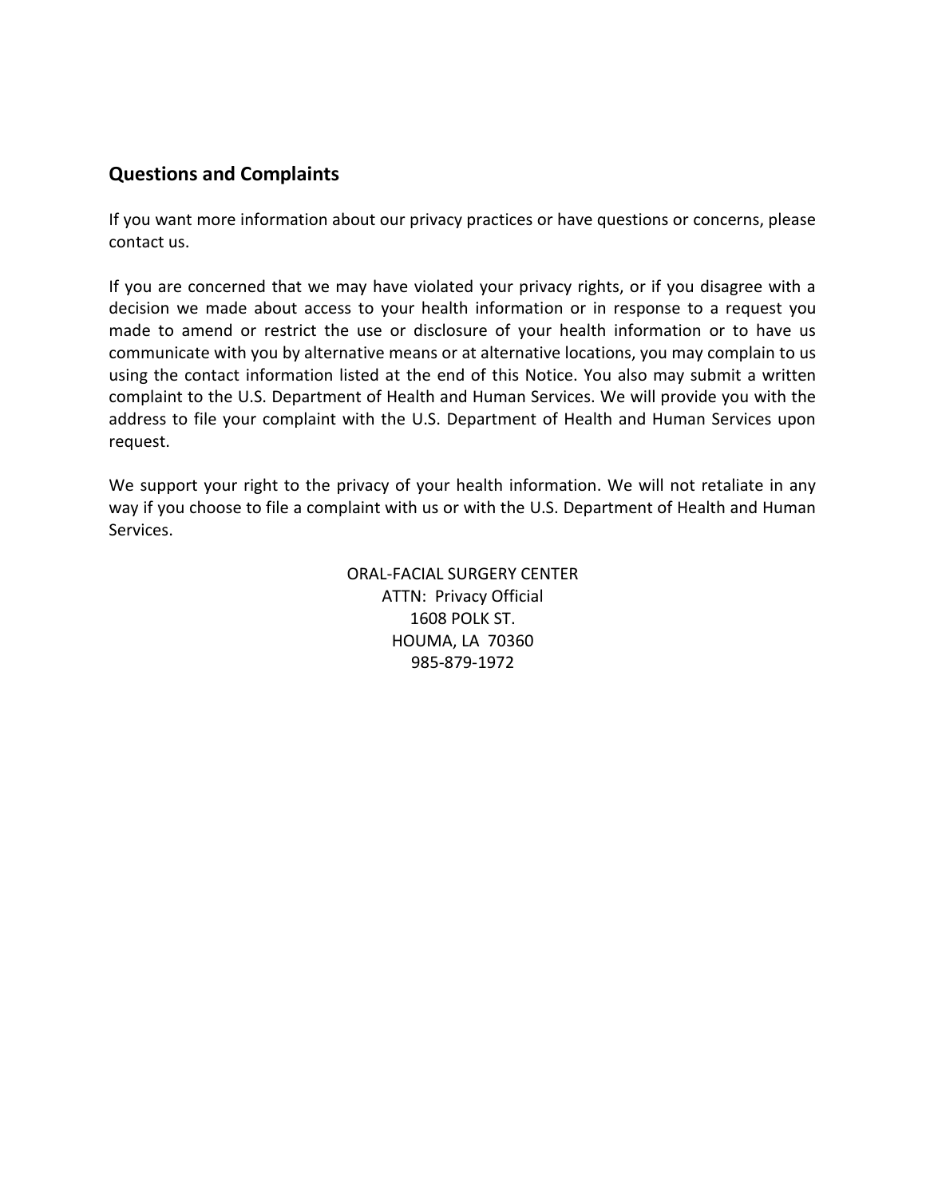## Questions and Complaints

If you want more information about our privacy practices or have questions or concerns, please contact us.

If you are concerned that we may have violated your privacy rights, or if you disagree with a decision we made about access to your health information or in response to a request you made to amend or restrict the use or disclosure of your health information or to have us communicate with you by alternative means or at alternative locations, you may complain to us using the contact information listed at the end of this Notice. You also may submit a written complaint to the U.S. Department of Health and Human Services. We will provide you with the address to file your complaint with the U.S. Department of Health and Human Services upon request.

We support your right to the privacy of your health information. We will not retaliate in any way if you choose to file a complaint with us or with the U.S. Department of Health and Human Services.

ORAL-FACIAL SURGERY CENTER
ATTN: Privacy Official
1608 POLK ST.
HOUMA, LA 70360
985-879-1972